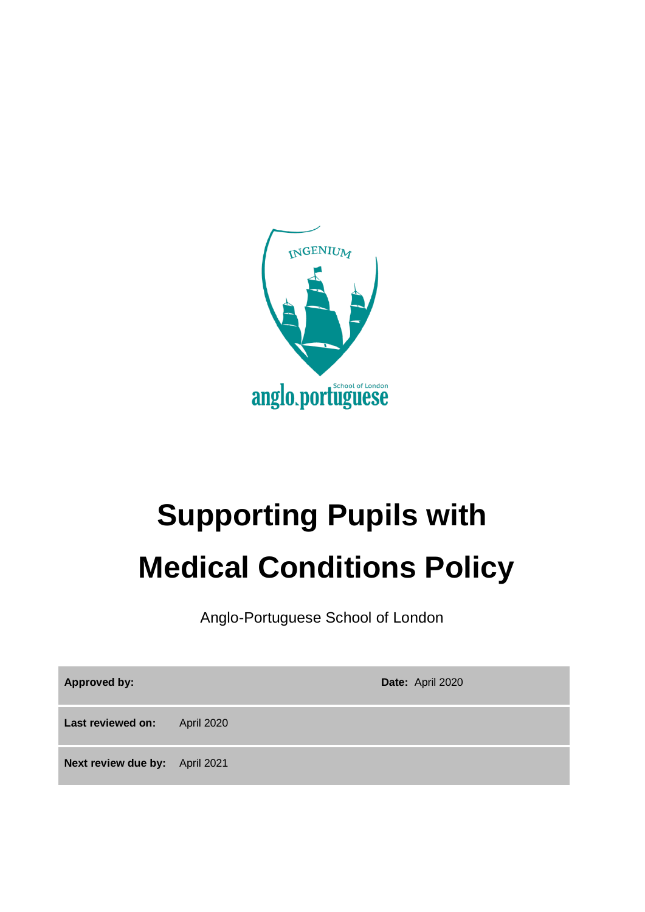# Supporting Pupils with Medical Conditions Policy

Anglo-Portuguese School of London

| | | | |
|---|---|---|---|
| **Approved by:** | | **Date:** | April 2020 |
| **Last reviewed on:** | April 2020 | | |
| **Next review due by:** | April 2021 | | |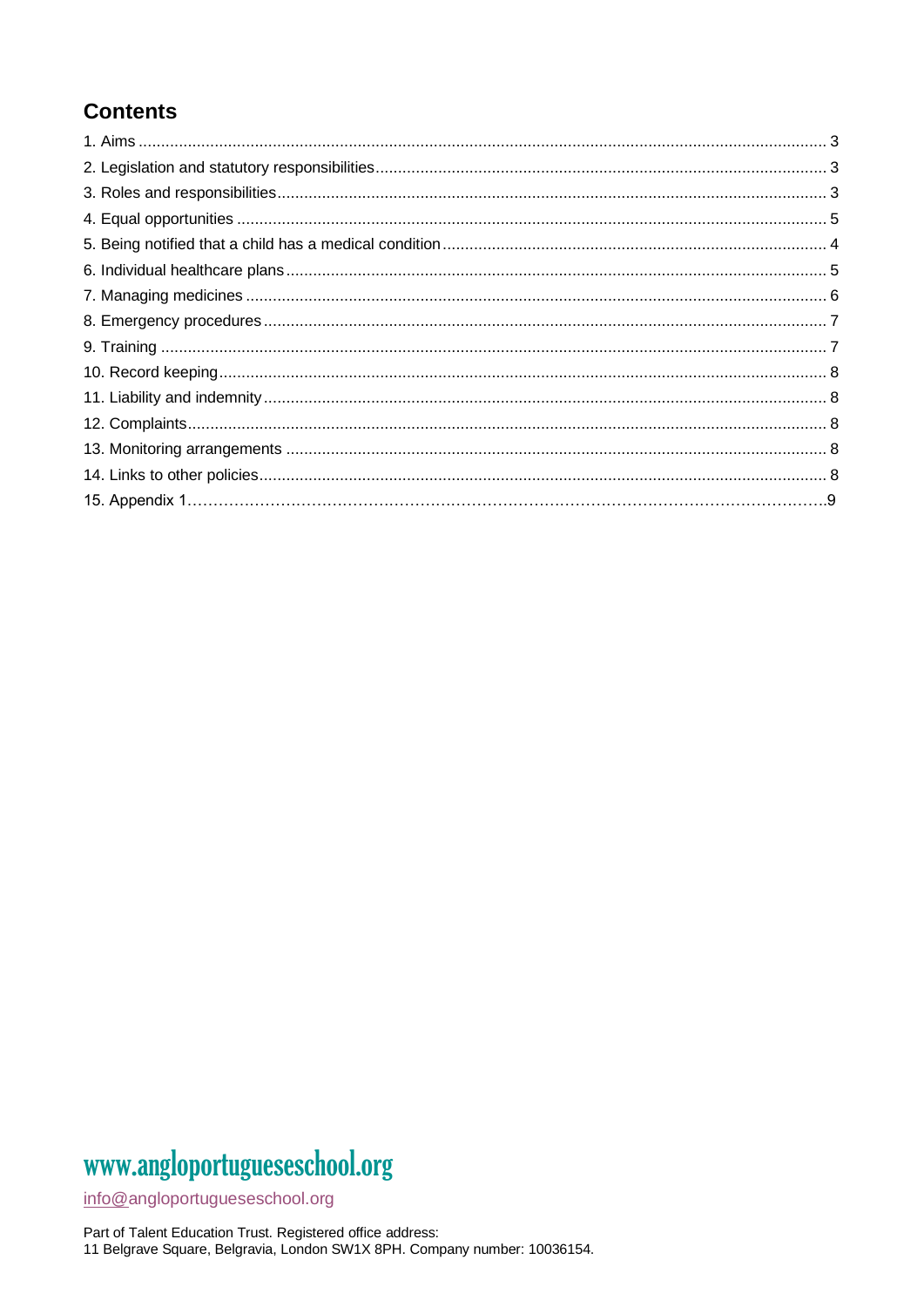## Contents

1. Aims ........................................................................................................................................ 3
2. Legislation and statutory responsibilities ................................................................................... 3
3. Roles and responsibilities .......................................................................................................... 3
4. Equal opportunities .................................................................................................................. 5
5. Being notified that a child has a medical condition .................................................................... 4
6. Individual healthcare plans ....................................................................................................... 5
7. Managing medicines ................................................................................................................ 6
8. Emergency procedures ............................................................................................................ 7
9. Training ................................................................................................................................... 7
10. Record keeping ...................................................................................................................... 8
11. Liability and indemnity ............................................................................................................ 8
12. Complaints ............................................................................................................................. 8
13. Monitoring arrangements ....................................................................................................... 8
14. Links to other policies ............................................................................................................ 8
15. Appendix 1……………………………………………………………………………………………….9

www.angloportugueseschool.org

info@angloportugueseschool.org

Part of Talent Education Trust. Registered office address:
11 Belgrave Square, Belgravia, London SW1X 8PH. Company number: 10036154.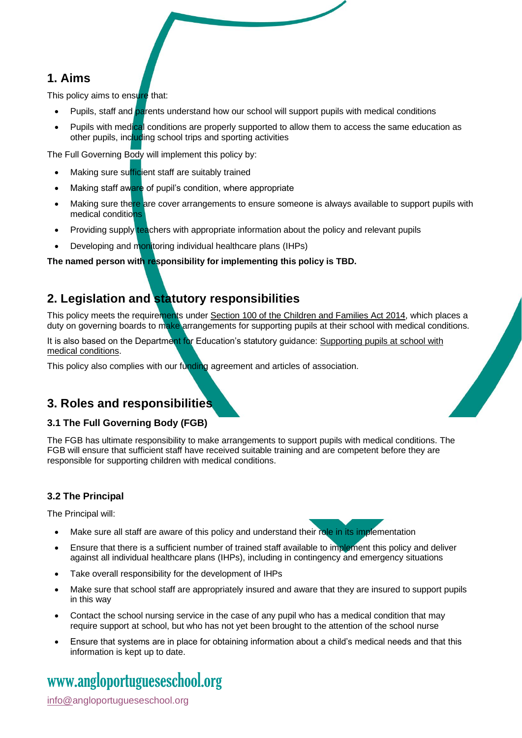## 1. Aims

This policy aims to ensure that:

- Pupils, staff and parents understand how our school will support pupils with medical conditions
- Pupils with medical conditions are properly supported to allow them to access the same education as other pupils, including school trips and sporting activities

The Full Governing Body will implement this policy by:

- Making sure sufficient staff are suitably trained
- Making staff aware of pupil's condition, where appropriate
- Making sure there are cover arrangements to ensure someone is always available to support pupils with medical conditions
- Providing supply teachers with appropriate information about the policy and relevant pupils
- Developing and monitoring individual healthcare plans (IHPs)

**The named person with responsibility for implementing this policy is TBD.**

## 2. Legislation and statutory responsibilities

This policy meets the requirements under Section 100 of the Children and Families Act 2014, which places a duty on governing boards to make arrangements for supporting pupils at their school with medical conditions.

It is also based on the Department for Education's statutory guidance: Supporting pupils at school with medical conditions.

This policy also complies with our funding agreement and articles of association.

## 3. Roles and responsibilities

### 3.1 The Full Governing Body (FGB)

The FGB has ultimate responsibility to make arrangements to support pupils with medical conditions. The FGB will ensure that sufficient staff have received suitable training and are competent before they are responsible for supporting children with medical conditions.

### 3.2 The Principal

The Principal will:

- Make sure all staff are aware of this policy and understand their role in its implementation
- Ensure that there is a sufficient number of trained staff available to implement this policy and deliver against all individual healthcare plans (IHPs), including in contingency and emergency situations
- Take overall responsibility for the development of IHPs
- Make sure that school staff are appropriately insured and aware that they are insured to support pupils in this way
- Contact the school nursing service in the case of any pupil who has a medical condition that may require support at school, but who has not yet been brought to the attention of the school nurse
- Ensure that systems are in place for obtaining information about a child's medical needs and that this information is kept up to date.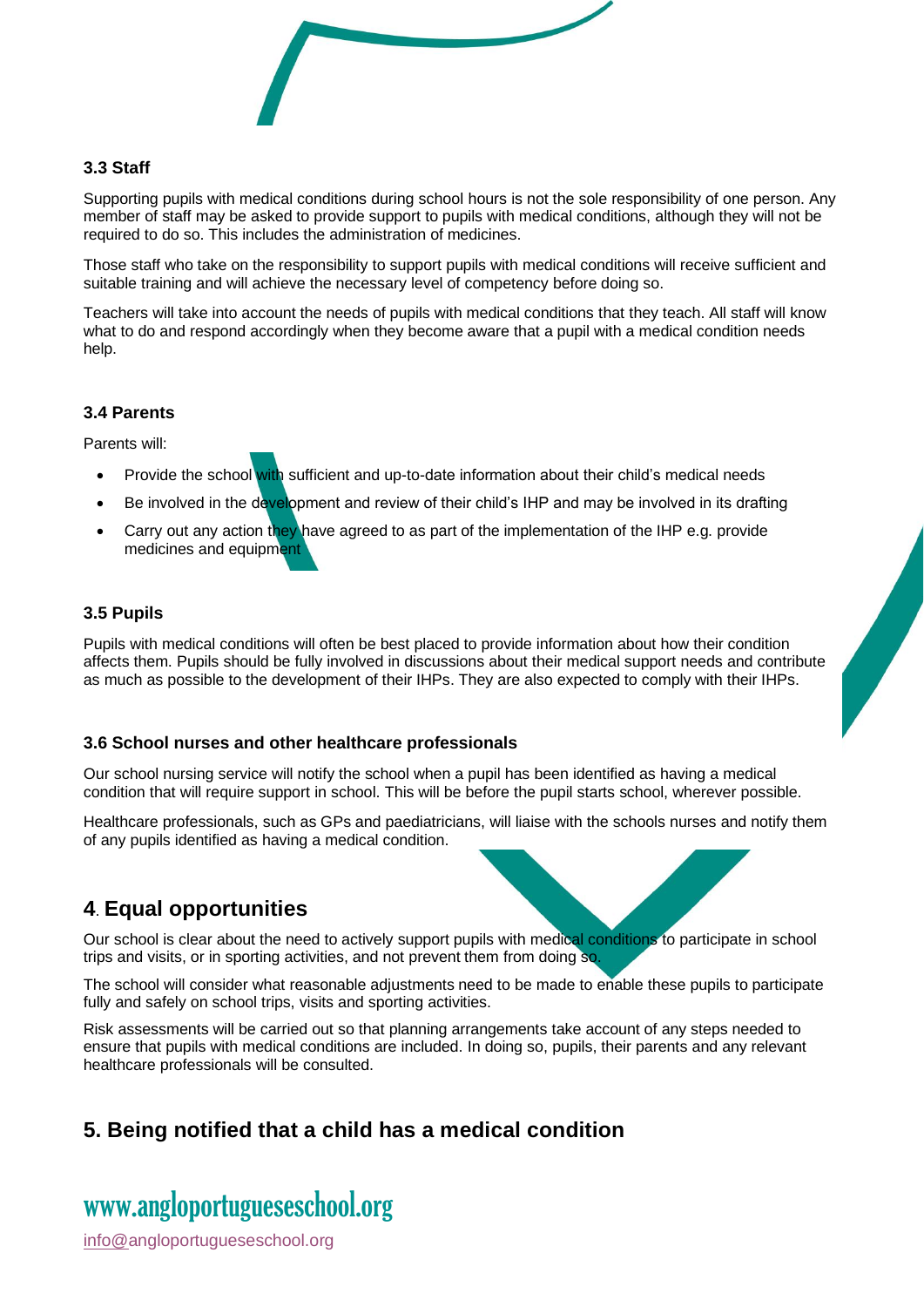### 3.3 Staff

Supporting pupils with medical conditions during school hours is not the sole responsibility of one person. Any member of staff may be asked to provide support to pupils with medical conditions, although they will not be required to do so. This includes the administration of medicines.

Those staff who take on the responsibility to support pupils with medical conditions will receive sufficient and suitable training and will achieve the necessary level of competency before doing so.

Teachers will take into account the needs of pupils with medical conditions that they teach. All staff will know what to do and respond accordingly when they become aware that a pupil with a medical condition needs help.

### 3.4 Parents

Parents will:

- Provide the school with sufficient and up-to-date information about their child's medical needs
- Be involved in the development and review of their child's IHP and may be involved in its drafting
- Carry out any action they have agreed to as part of the implementation of the IHP e.g. provide medicines and equipment

### 3.5 Pupils

Pupils with medical conditions will often be best placed to provide information about how their condition affects them. Pupils should be fully involved in discussions about their medical support needs and contribute as much as possible to the development of their IHPs. They are also expected to comply with their IHPs.

### 3.6 School nurses and other healthcare professionals

Our school nursing service will notify the school when a pupil has been identified as having a medical condition that will require support in school. This will be before the pupil starts school, wherever possible.

Healthcare professionals, such as GPs and paediatricians, will liaise with the schools nurses and notify them of any pupils identified as having a medical condition.

## 4. Equal opportunities

Our school is clear about the need to actively support pupils with medical conditions to participate in school trips and visits, or in sporting activities, and not prevent them from doing so.

The school will consider what reasonable adjustments need to be made to enable these pupils to participate fully and safely on school trips, visits and sporting activities.

Risk assessments will be carried out so that planning arrangements take account of any steps needed to ensure that pupils with medical conditions are included. In doing so, pupils, their parents and any relevant healthcare professionals will be consulted.

## 5. Being notified that a child has a medical condition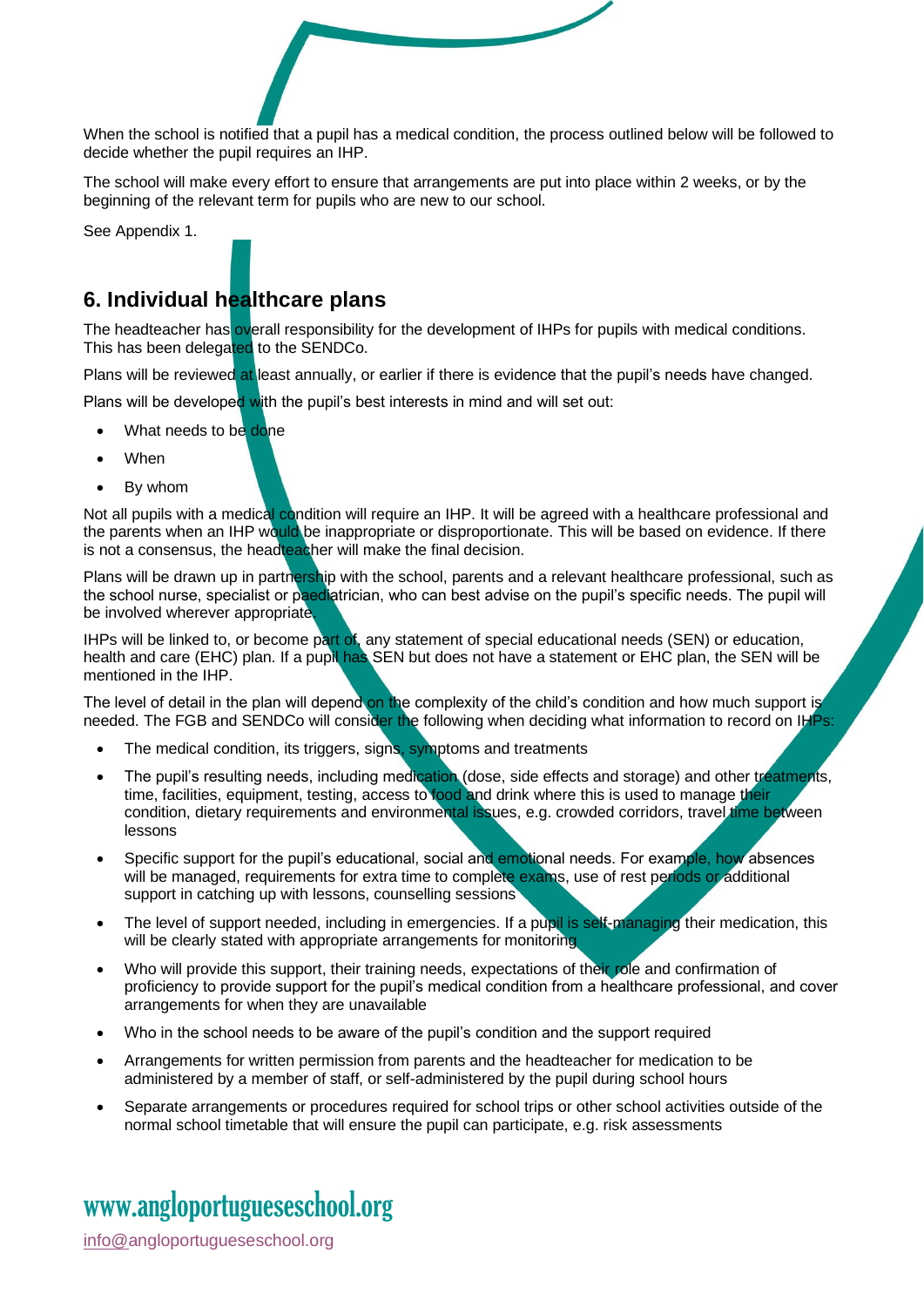When the school is notified that a pupil has a medical condition, the process outlined below will be followed to decide whether the pupil requires an IHP.

The school will make every effort to ensure that arrangements are put into place within 2 weeks, or by the beginning of the relevant term for pupils who are new to our school.

See Appendix 1.

## 6. Individual healthcare plans

The headteacher has overall responsibility for the development of IHPs for pupils with medical conditions. This has been delegated to the SENDCo.

Plans will be reviewed at least annually, or earlier if there is evidence that the pupil's needs have changed.

Plans will be developed with the pupil's best interests in mind and will set out:

- What needs to be done
- When
- By whom

Not all pupils with a medical condition will require an IHP. It will be agreed with a healthcare professional and the parents when an IHP would be inappropriate or disproportionate. This will be based on evidence. If there is not a consensus, the headteacher will make the final decision.

Plans will be drawn up in partnership with the school, parents and a relevant healthcare professional, such as the school nurse, specialist or paediatrician, who can best advise on the pupil's specific needs. The pupil will be involved wherever appropriate.

IHPs will be linked to, or become part of, any statement of special educational needs (SEN) or education, health and care (EHC) plan. If a pupil has SEN but does not have a statement or EHC plan, the SEN will be mentioned in the IHP.

The level of detail in the plan will depend on the complexity of the child's condition and how much support is needed. The FGB and SENDCo will consider the following when deciding what information to record on IHPs:

- The medical condition, its triggers, signs, symptoms and treatments
- The pupil's resulting needs, including medication (dose, side effects and storage) and other treatments, time, facilities, equipment, testing, access to food and drink where this is used to manage their condition, dietary requirements and environmental issues, e.g. crowded corridors, travel time between lessons
- Specific support for the pupil's educational, social and emotional needs. For example, how absences will be managed, requirements for extra time to complete exams, use of rest periods or additional support in catching up with lessons, counselling sessions
- The level of support needed, including in emergencies. If a pupil is self-managing their medication, this will be clearly stated with appropriate arrangements for monitoring
- Who will provide this support, their training needs, expectations of their role and confirmation of proficiency to provide support for the pupil's medical condition from a healthcare professional, and cover arrangements for when they are unavailable
- Who in the school needs to be aware of the pupil's condition and the support required
- Arrangements for written permission from parents and the headteacher for medication to be administered by a member of staff, or self-administered by the pupil during school hours
- Separate arrangements or procedures required for school trips or other school activities outside of the normal school timetable that will ensure the pupil can participate, e.g. risk assessments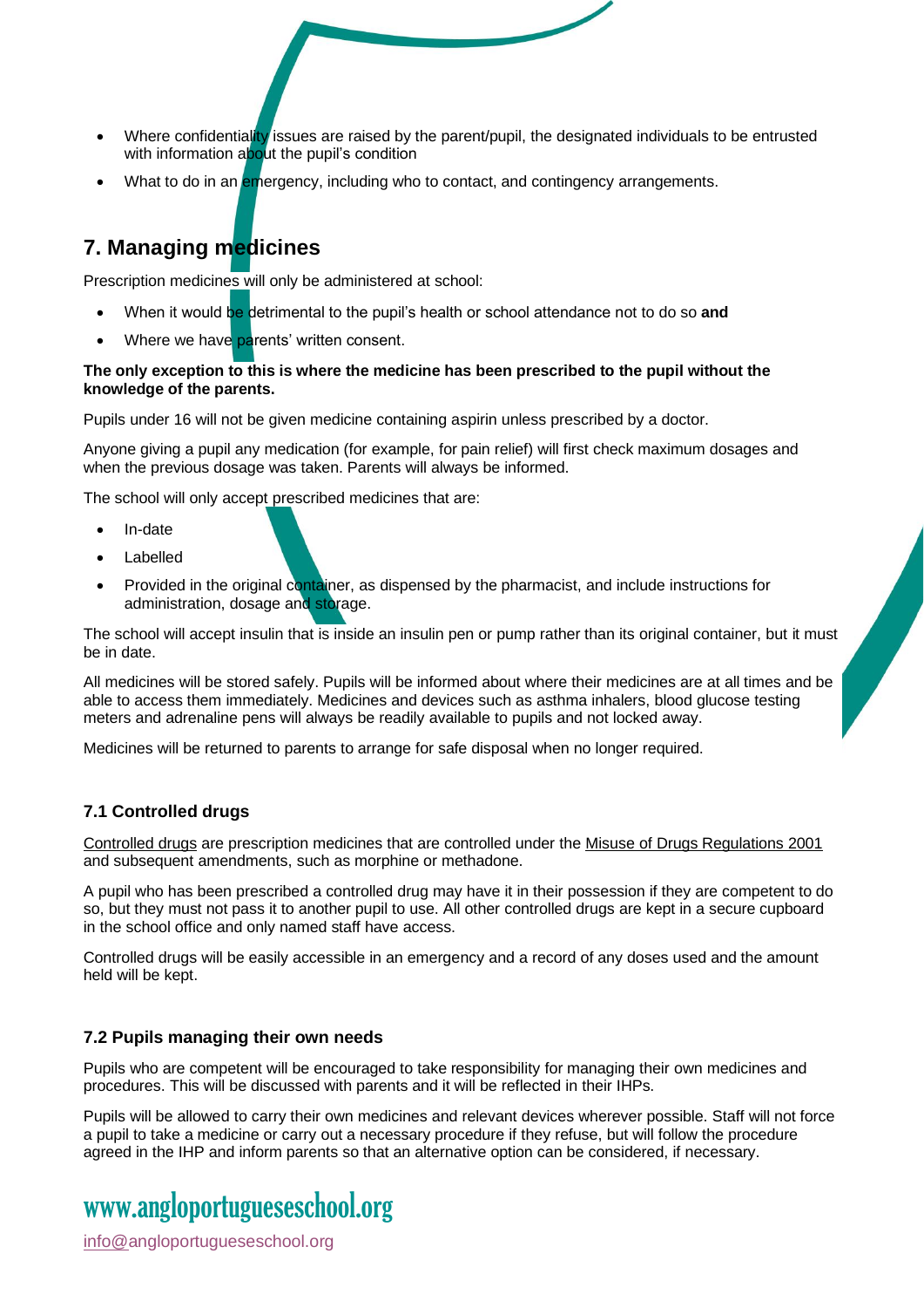- Where confidentiality issues are raised by the parent/pupil, the designated individuals to be entrusted with information about the pupil's condition
- What to do in an emergency, including who to contact, and contingency arrangements.

## 7. Managing medicines

Prescription medicines will only be administered at school:

- When it would be detrimental to the pupil's health or school attendance not to do so **and**
- Where we have parents' written consent.

**The only exception to this is where the medicine has been prescribed to the pupil without the knowledge of the parents.**

Pupils under 16 will not be given medicine containing aspirin unless prescribed by a doctor.

Anyone giving a pupil any medication (for example, for pain relief) will first check maximum dosages and when the previous dosage was taken. Parents will always be informed.

The school will only accept prescribed medicines that are:

- In-date
- Labelled
- Provided in the original container, as dispensed by the pharmacist, and include instructions for administration, dosage and storage.

The school will accept insulin that is inside an insulin pen or pump rather than its original container, but it must be in date.

All medicines will be stored safely. Pupils will be informed about where their medicines are at all times and be able to access them immediately. Medicines and devices such as asthma inhalers, blood glucose testing meters and adrenaline pens will always be readily available to pupils and not locked away.

Medicines will be returned to parents to arrange for safe disposal when no longer required.

### 7.1 Controlled drugs

Controlled drugs are prescription medicines that are controlled under the Misuse of Drugs Regulations 2001 and subsequent amendments, such as morphine or methadone.

A pupil who has been prescribed a controlled drug may have it in their possession if they are competent to do so, but they must not pass it to another pupil to use. All other controlled drugs are kept in a secure cupboard in the school office and only named staff have access.

Controlled drugs will be easily accessible in an emergency and a record of any doses used and the amount held will be kept.

### 7.2 Pupils managing their own needs

Pupils who are competent will be encouraged to take responsibility for managing their own medicines and procedures. This will be discussed with parents and it will be reflected in their IHPs.

Pupils will be allowed to carry their own medicines and relevant devices wherever possible. Staff will not force a pupil to take a medicine or carry out a necessary procedure if they refuse, but will follow the procedure agreed in the IHP and inform parents so that an alternative option can be considered, if necessary.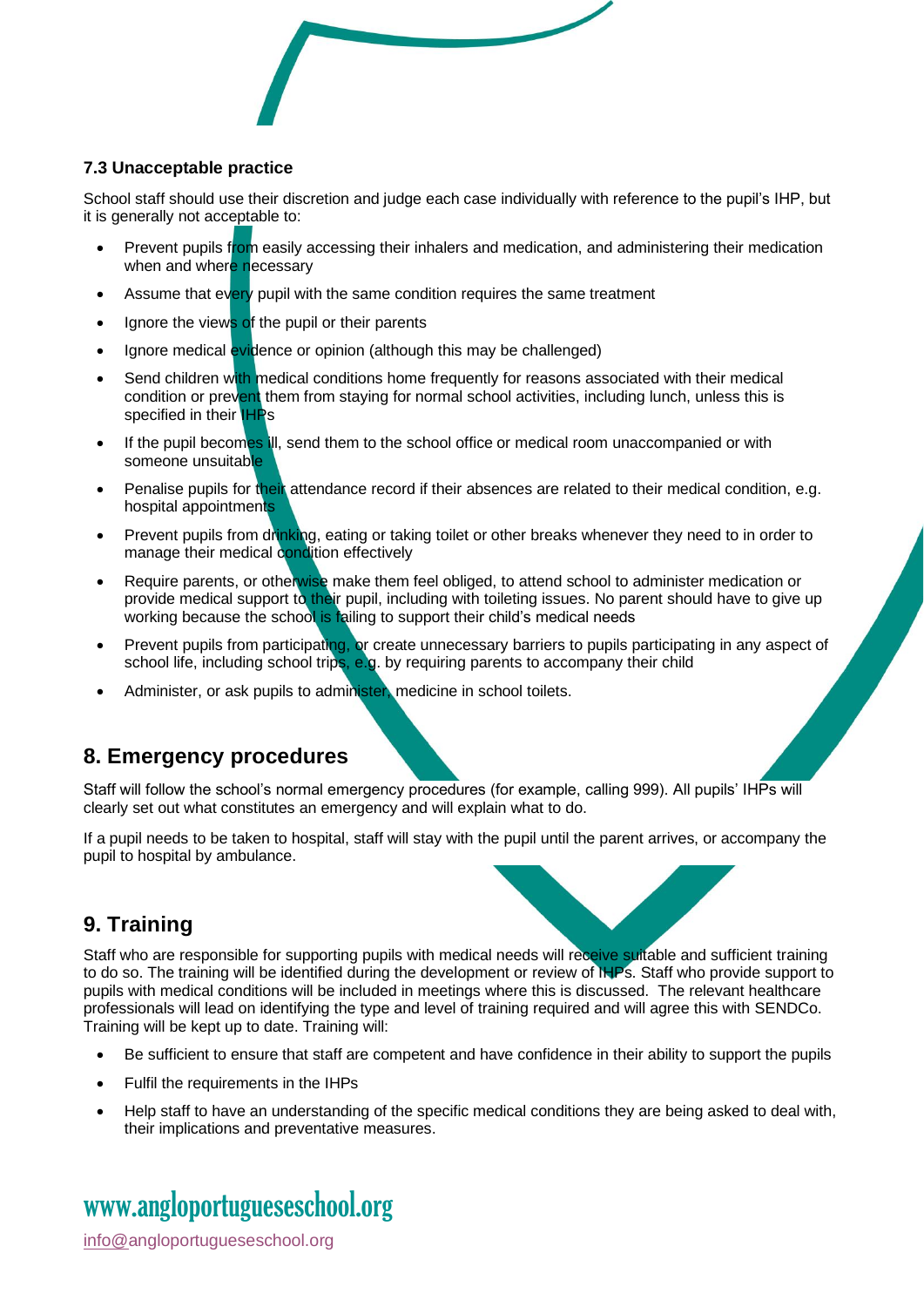### 7.3 Unacceptable practice

School staff should use their discretion and judge each case individually with reference to the pupil's IHP, but it is generally not acceptable to:

- Prevent pupils from easily accessing their inhalers and medication, and administering their medication when and where necessary
- Assume that every pupil with the same condition requires the same treatment
- Ignore the views of the pupil or their parents
- Ignore medical evidence or opinion (although this may be challenged)
- Send children with medical conditions home frequently for reasons associated with their medical condition or prevent them from staying for normal school activities, including lunch, unless this is specified in their IHPs
- If the pupil becomes ill, send them to the school office or medical room unaccompanied or with someone unsuitable
- Penalise pupils for their attendance record if their absences are related to their medical condition, e.g. hospital appointments
- Prevent pupils from drinking, eating or taking toilet or other breaks whenever they need to in order to manage their medical condition effectively
- Require parents, or otherwise make them feel obliged, to attend school to administer medication or provide medical support to their pupil, including with toileting issues. No parent should have to give up working because the school is failing to support their child's medical needs
- Prevent pupils from participating, or create unnecessary barriers to pupils participating in any aspect of school life, including school trips, e.g. by requiring parents to accompany their child
- Administer, or ask pupils to administer, medicine in school toilets.

## 8. Emergency procedures

Staff will follow the school's normal emergency procedures (for example, calling 999). All pupils' IHPs will clearly set out what constitutes an emergency and will explain what to do.

If a pupil needs to be taken to hospital, staff will stay with the pupil until the parent arrives, or accompany the pupil to hospital by ambulance.

## 9. Training

Staff who are responsible for supporting pupils with medical needs will receive suitable and sufficient training to do so. The training will be identified during the development or review of IHPs. Staff who provide support to pupils with medical conditions will be included in meetings where this is discussed. The relevant healthcare professionals will lead on identifying the type and level of training required and will agree this with SENDCo. Training will be kept up to date. Training will:

- Be sufficient to ensure that staff are competent and have confidence in their ability to support the pupils
- Fulfil the requirements in the IHPs
- Help staff to have an understanding of the specific medical conditions they are being asked to deal with, their implications and preventative measures.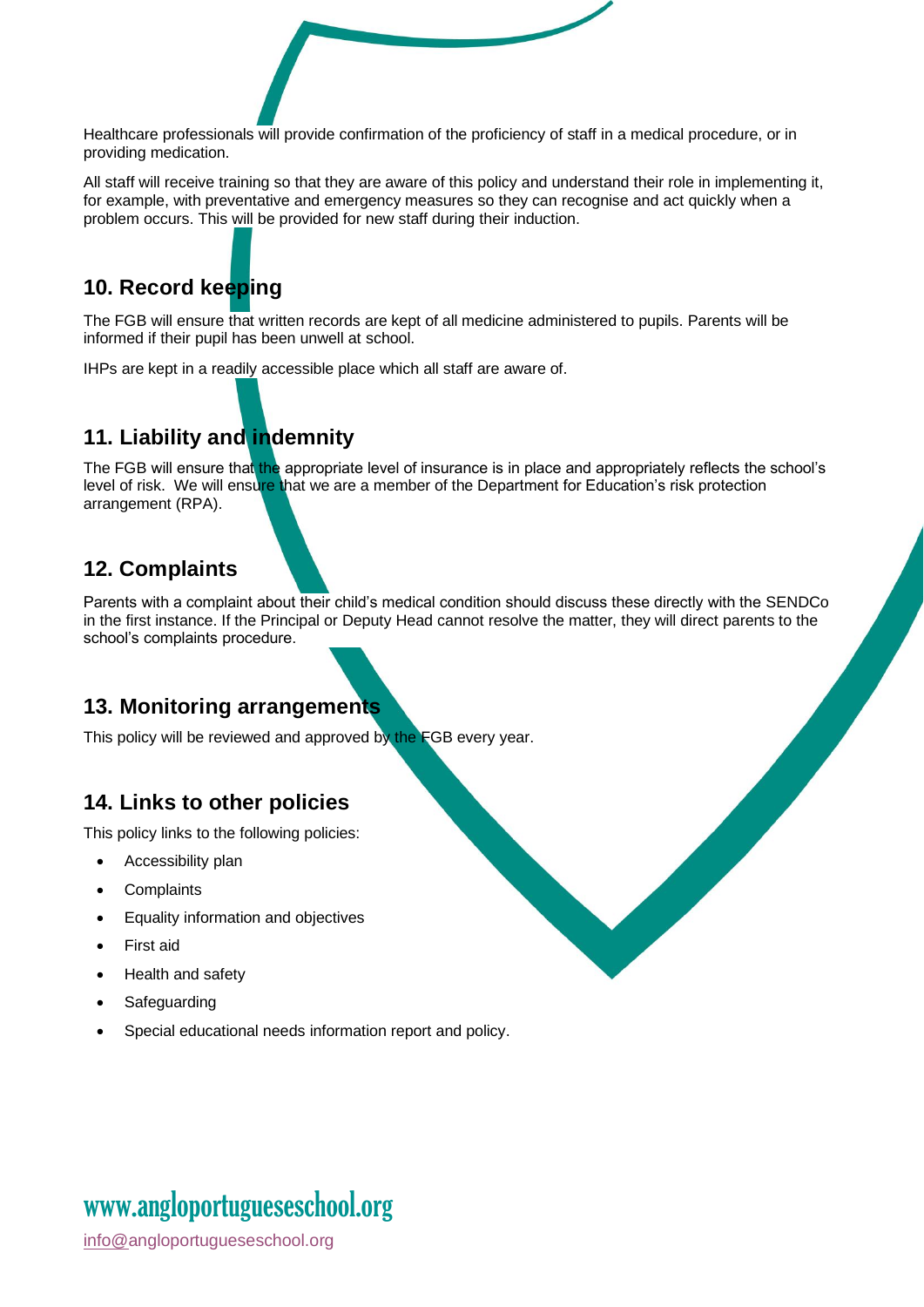Healthcare professionals will provide confirmation of the proficiency of staff in a medical procedure, or in providing medication.

All staff will receive training so that they are aware of this policy and understand their role in implementing it, for example, with preventative and emergency measures so they can recognise and act quickly when a problem occurs. This will be provided for new staff during their induction.

## 10. Record keeping

The FGB will ensure that written records are kept of all medicine administered to pupils. Parents will be informed if their pupil has been unwell at school.

IHPs are kept in a readily accessible place which all staff are aware of.

## 11. Liability and indemnity

The FGB will ensure that the appropriate level of insurance is in place and appropriately reflects the school's level of risk. We will ensure that we are a member of the Department for Education's risk protection arrangement (RPA).

## 12. Complaints

Parents with a complaint about their child's medical condition should discuss these directly with the SENDCo in the first instance. If the Principal or Deputy Head cannot resolve the matter, they will direct parents to the school's complaints procedure.

## 13. Monitoring arrangements

This policy will be reviewed and approved by the FGB every year.

## 14. Links to other policies

This policy links to the following policies:

- Accessibility plan
- Complaints
- Equality information and objectives
- First aid
- Health and safety
- Safeguarding
- Special educational needs information report and policy.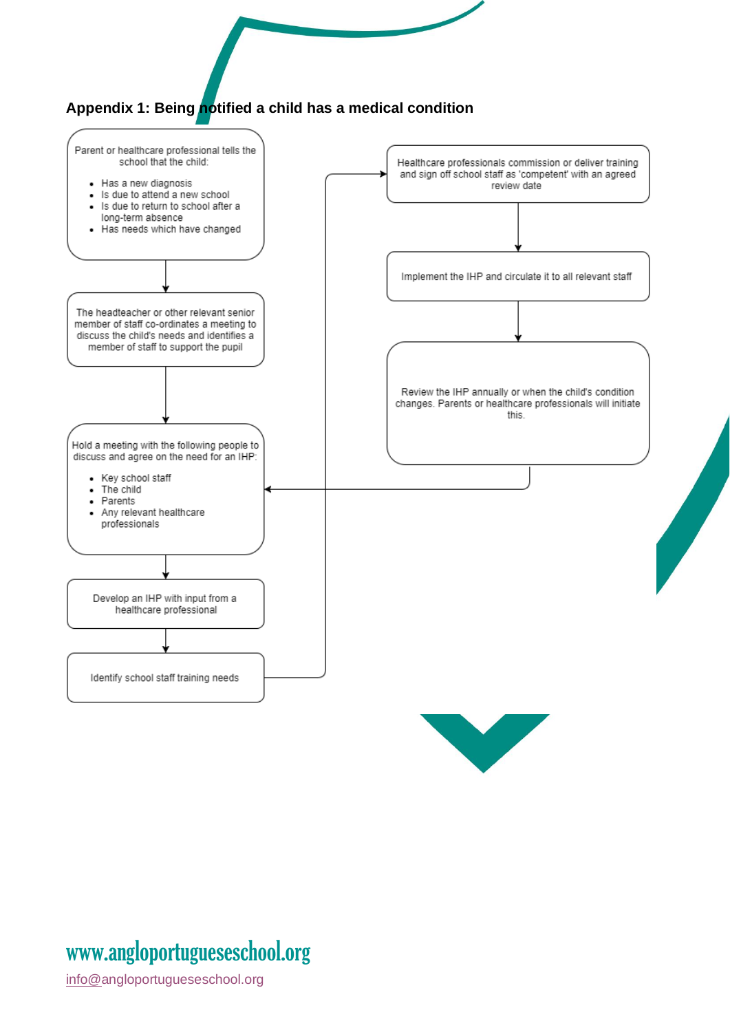## Appendix 1: Being notified a child has a medical condition

Parent or healthcare professional tells the school that the child:

- Has a new diagnosis
- Is due to attend a new school
- Is due to return to school after a long-term absence
- Has needs which have changed

↓

The headteacher or other relevant senior member of staff co-ordinates a meeting to discuss the child's needs and identifies a member of staff to support the pupil

↓

Hold a meeting with the following people to discuss and agree on the need for an IHP:

- Key school staff
- The child
- Parents
- Any relevant healthcare professionals

↓

Develop an IHP with input from a healthcare professional

↓

Identify school staff training needs

↓

Healthcare professionals commission or deliver training and sign off school staff as 'competent' with an agreed review date

↓

Implement the IHP and circulate it to all relevant staff

↓

Review the IHP annually or when the child's condition changes. Parents or healthcare professionals will initiate this.

(→ returns to "Hold a meeting with the following people to discuss and agree on the need for an IHP")

www.angloportugueseschool.org

info@angloportugueseschool.org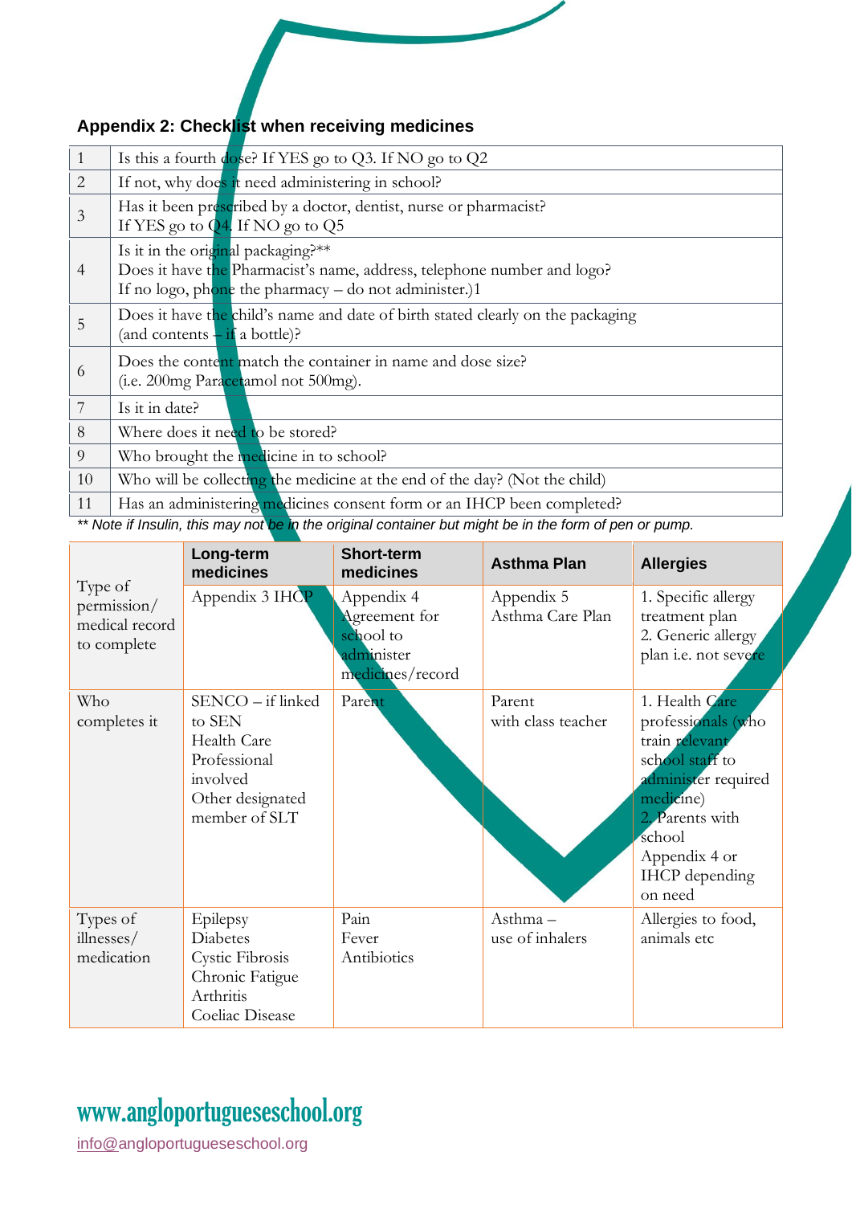## Appendix 2: Checklist when receiving medicines

| | |
|---|---|
| 1 | Is this a fourth dose? If YES go to Q3. If NO go to Q2 |
| 2 | If not, why does it need administering in school? |
| 3 | Has it been prescribed by a doctor, dentist, nurse or pharmacist?<br>If YES go to Q4. If NO go to Q5 |
| 4 | Is it in the original packaging?**<br>Does it have the Pharmacist's name, address, telephone number and logo?<br>If no logo, phone the pharmacy – do not administer.)1 |
| 5 | Does it have the child's name and date of birth stated clearly on the packaging<br>(and contents – if a bottle)? |
| 6 | Does the content match the container in name and dose size?<br>(i.e. 200mg Paracetamol not 500mg). |
| 7 | Is it in date? |
| 8 | Where does it need to be stored? |
| 9 | Who brought the medicine in to school? |
| 10 | Who will be collecting the medicine at the end of the day? (Not the child) |
| 11 | Has an administering medicines consent form or an IHCP been completed? |

*** Note if Insulin, this may not be in the original container but might be in the form of pen or pump.*

| | **Long-term medicines** | **Short-term medicines** | **Asthma Plan** | **Allergies** |
|---|---|---|---|---|
| Type of permission/ medical record to complete | Appendix 3 IHCP | Appendix 4 Agreement for school to administer medicines/record | Appendix 5 Asthma Care Plan | 1. Specific allergy treatment plan<br>2. Generic allergy plan i.e. not severe |
| Who completes it | SENCO – if linked to SEN<br>Health Care Professional involved<br>Other designated member of SLT | Parent | Parent with class teacher | 1. Health Care professionals (who train relevant school staff to administer required medicine)<br>2. Parents with school<br>Appendix 4 or IHCP depending on need |
| Types of illnesses/ medication | Epilepsy<br>Diabetes<br>Cystic Fibrosis<br>Chronic Fatigue<br>Arthritis<br>Coeliac Disease | Pain<br>Fever<br>Antibiotics | Asthma – use of inhalers | Allergies to food, animals etc |

www.angloportugueseschool.org

info@angloportugueseschool.org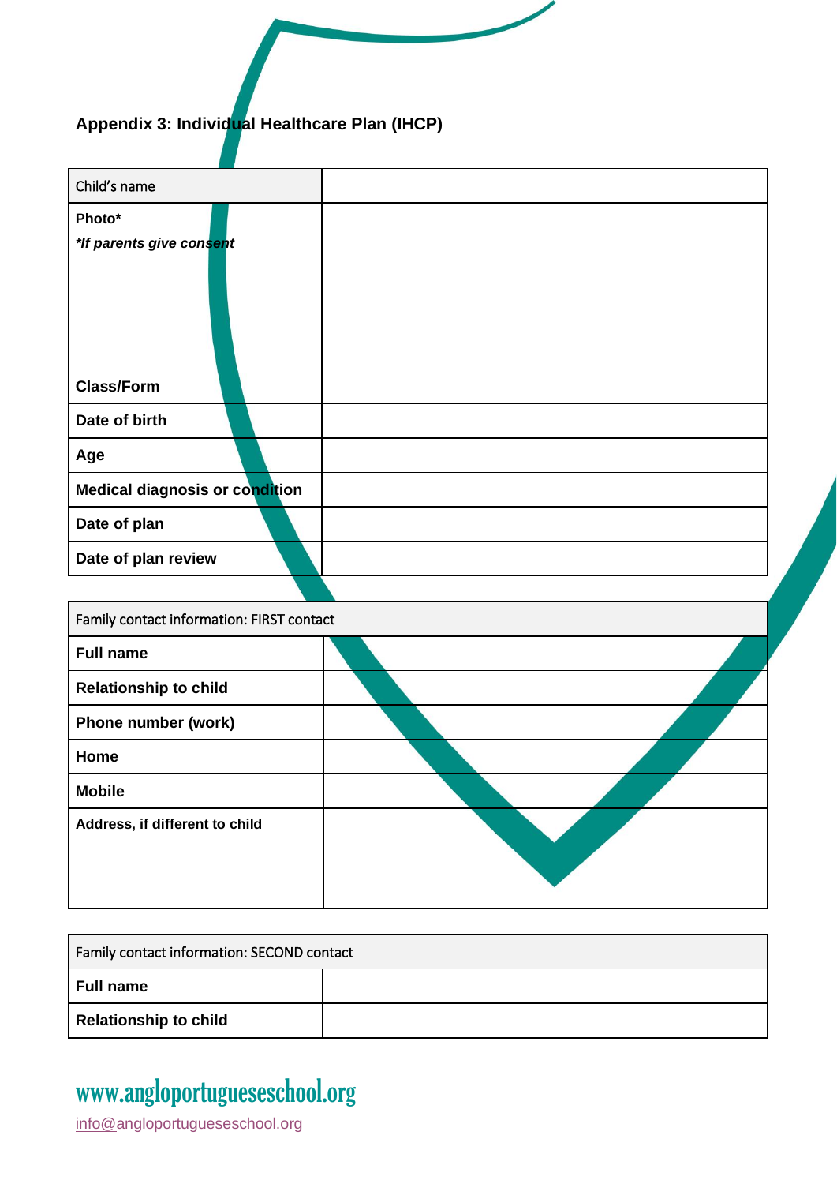## Appendix 3: Individual Healthcare Plan (IHCP)

| Child's name | |
|---|---|
| **Photo***<br>***If parents give consent*** | |
| **Class/Form** | |
| **Date of birth** | |
| **Age** | |
| **Medical diagnosis or condition** | |
| **Date of plan** | |
| **Date of plan review** | |

| Family contact information: FIRST contact | |
|---|---|
| **Full name** | |
| **Relationship to child** | |
| **Phone number (work)** | |
| **Home** | |
| **Mobile** | |
| **Address, if different to child** | |

| Family contact information: SECOND contact | |
|---|---|
| **Full name** | |
| **Relationship to child** | |

www.angloportugueseschool.org

info@angloportugueseschool.org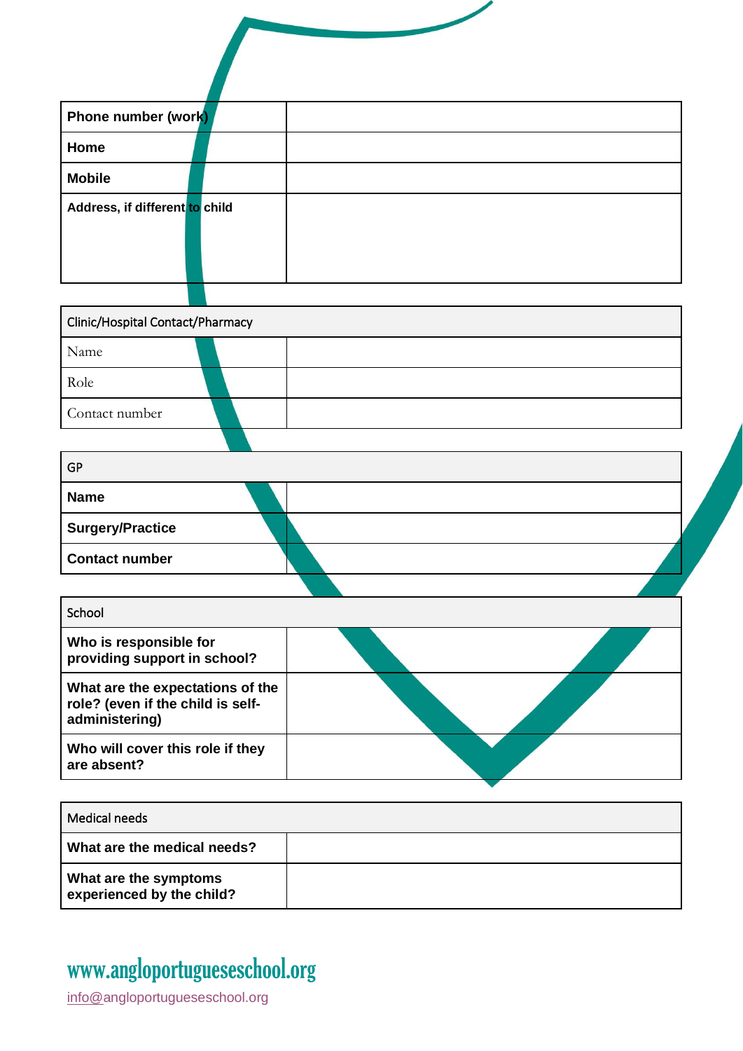| Phone number (work) | |
|---|---|
| Home | |
| Mobile | |
| Address, if different to child | |

| Clinic/Hospital Contact/Pharmacy | |
|---|---|
| Name | |
| Role | |
| Contact number | |

| GP | |
|---|---|
| Name | |
| Surgery/Practice | |
| Contact number | |

| School | |
|---|---|
| Who is responsible for providing support in school? | |
| What are the expectations of the role? (even if the child is self-administering) | |
| Who will cover this role if they are absent? | |

| Medical needs | |
|---|---|
| What are the medical needs? | |
| What are the symptoms experienced by the child? | |

www.angloportugueseschool.org

info@angloportugueseschool.org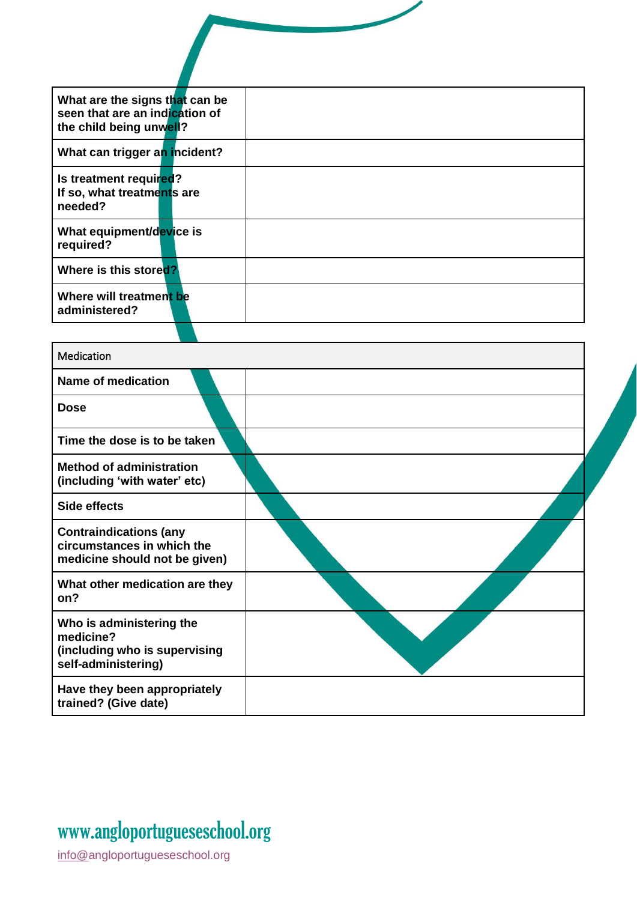| What are the signs that can be seen that are an indication of the child being unwell? | |
|---|---|
| What can trigger an incident? | |
| Is treatment required? If so, what treatments are needed? | |
| What equipment/device is required? | |
| Where is this stored? | |
| Where will treatment be administered? | |

| Medication | |
|---|---|
| **Name of medication** | |
| **Dose** | |
| **Time the dose is to be taken** | |
| **Method of administration (including 'with water' etc)** | |
| **Side effects** | |
| **Contraindications (any circumstances in which the medicine should not be given)** | |
| **What other medication are they on?** | |
| **Who is administering the medicine? (including who is supervising self-administering)** | |
| **Have they been appropriately trained? (Give date)** | |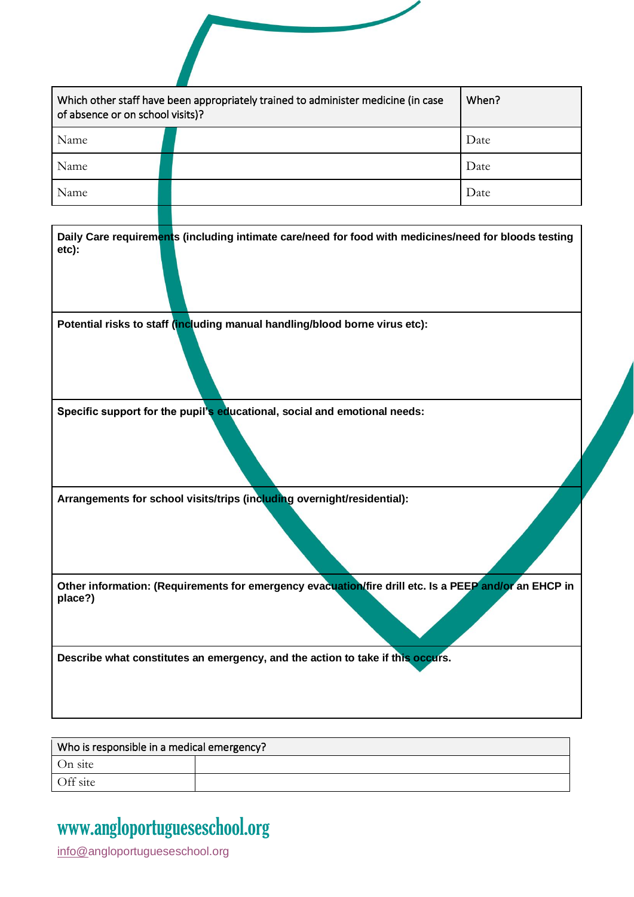| Which other staff have been appropriately trained to administer medicine (in case of absence or on school visits)? | When? |
|---|---|
| Name | Date |
| Name | Date |
| Name | Date |

**Daily Care requirements (including intimate care/need for food with medicines/need for bloods testing etc):**

**Potential risks to staff (including manual handling/blood borne virus etc):**

**Specific support for the pupil's educational, social and emotional needs:**

**Arrangements for school visits/trips (including overnight/residential):**

**Other information: (Requirements for emergency evacuation/fire drill etc. Is a PEEP and/or an EHCP in place?)**

**Describe what constitutes an emergency, and the action to take if this occurs.**

| Who is responsible in a medical emergency? | |
|---|---|
| On site | |
| Off site | |

www.angloportugueseschool.org

info@angloportugueseschool.org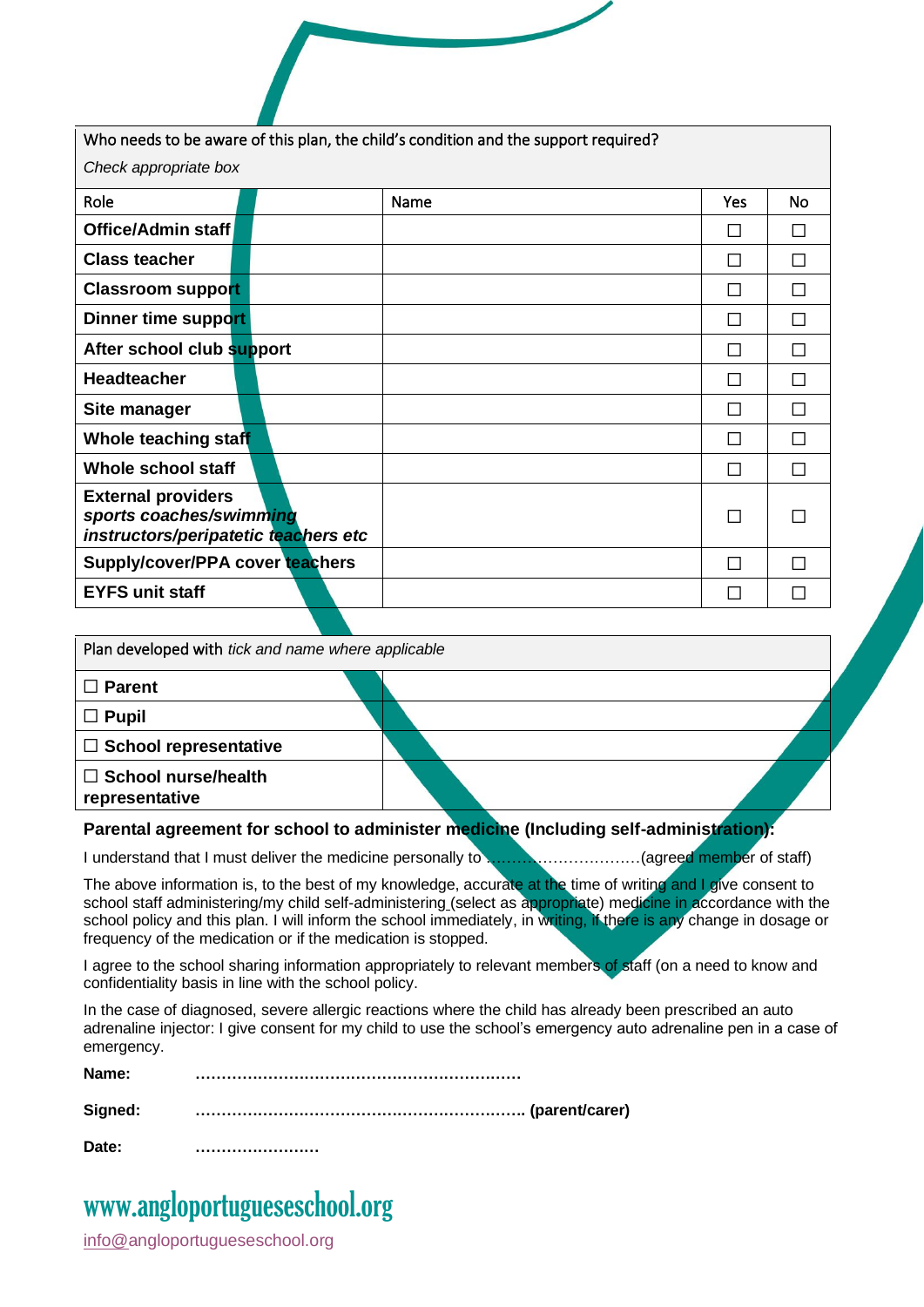| Who needs to be aware of this plan, the child's condition and the support required? *Check appropriate box* | | | |
|---|---|---|---|
| Role | Name | Yes | No |
| **Office/Admin staff** | | ☐ | ☐ |
| **Class teacher** | | ☐ | ☐ |
| **Classroom support** | | ☐ | ☐ |
| **Dinner time support** | | ☐ | ☐ |
| **After school club support** | | ☐ | ☐ |
| **Headteacher** | | ☐ | ☐ |
| **Site manager** | | ☐ | ☐ |
| **Whole teaching staff** | | ☐ | ☐ |
| **Whole school staff** | | ☐ | ☐ |
| **External providers** ***sports coaches/swimming instructors/peripatetic teachers etc*** | | ☐ | ☐ |
| **Supply/cover/PPA cover teachers** | | ☐ | ☐ |
| **EYFS unit staff** | | ☐ | ☐ |

| Plan developed with *tick and name where applicable* | |
|---|---|
| ☐ **Parent** | |
| ☐ **Pupil** | |
| ☐ **School representative** | |
| ☐ **School nurse/health representative** | |

**Parental agreement for school to administer medicine (Including self-administration):**

I understand that I must deliver the medicine personally to …………………………(agreed member of staff)

The above information is, to the best of my knowledge, accurate at the time of writing and I give consent to school staff administering/my child self-administering (select as appropriate) medicine in accordance with the school policy and this plan. I will inform the school immediately, in writing, if there is any change in dosage or frequency of the medication or if the medication is stopped.

I agree to the school sharing information appropriately to relevant members of staff (on a need to know and confidentiality basis in line with the school policy.

In the case of diagnosed, severe allergic reactions where the child has already been prescribed an auto adrenaline injector: I give consent for my child to use the school's emergency auto adrenaline pen in a case of emergency.

**Name:** ………………………………………………………

**Signed:** ……………………………………………………… **(parent/carer)**

**Date:** ……………………

www.angloportugueseschool.org

info@angloportugueseschool.org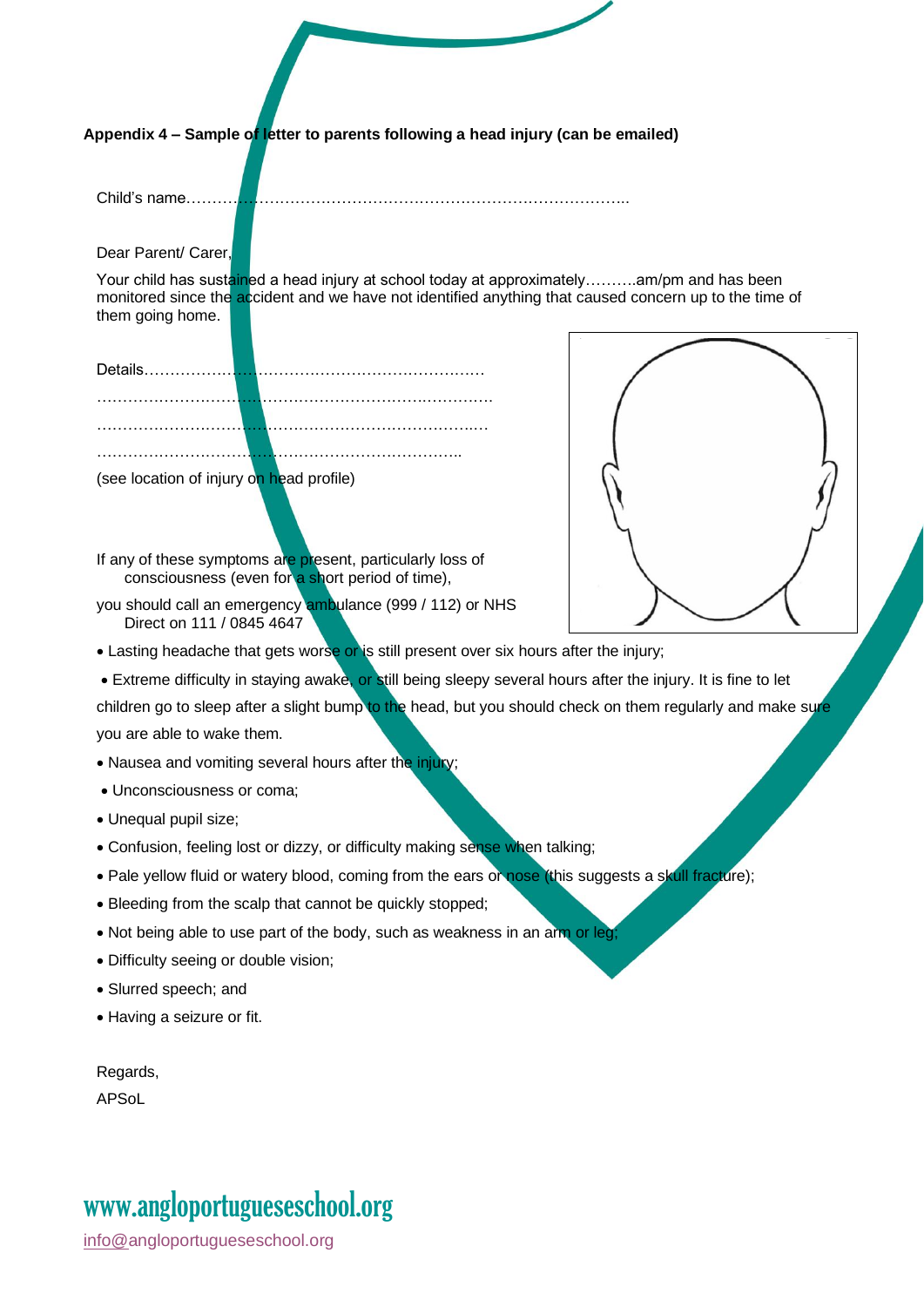**Appendix 4 – Sample of letter to parents following a head injury (can be emailed)**

Child's name……………………………………………………………………………..

Dear Parent/ Carer,

Your child has sustained a head injury at school today at approximately……….am/pm and has been monitored since the accident and we have not identified anything that caused concern up to the time of them going home.

Details…………………………………………………………

……………………………………………………………………

……………………………………………………………………

…………………………………………………………………

(see location of injury on head profile)

If any of these symptoms are present, particularly loss of consciousness (even for a short period of time),

you should call an emergency ambulance (999 / 112) or NHS Direct on 111 / 0845 4647

- Lasting headache that gets worse or is still present over six hours after the injury;
- Extreme difficulty in staying awake, or still being sleepy several hours after the injury. It is fine to let children go to sleep after a slight bump to the head, but you should check on them regularly and make sure you are able to wake them.
- Nausea and vomiting several hours after the injury;
- Unconsciousness or coma;
- Unequal pupil size;
- Confusion, feeling lost or dizzy, or difficulty making sense when talking;
- Pale yellow fluid or watery blood, coming from the ears or nose (this suggests a skull fracture);
- Bleeding from the scalp that cannot be quickly stopped;
- Not being able to use part of the body, such as weakness in an arm or leg;
- Difficulty seeing or double vision;
- Slurred speech; and
- Having a seizure or fit.

Regards,

APSoL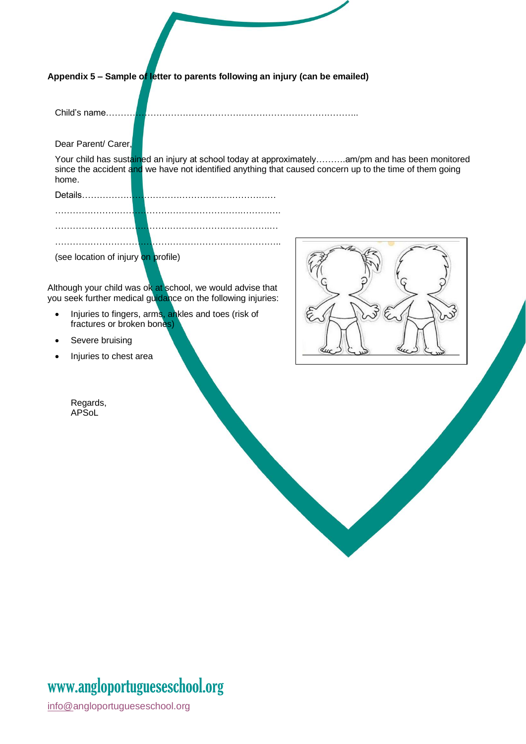**Appendix 5 – Sample of letter to parents following an injury (can be emailed)**

Child's name……………………………………………………………………………..

Dear Parent/ Carer,

Your child has sustained an injury at school today at approximately……….am/pm and has been monitored since the accident and we have not identified anything that caused concern up to the time of them going home.

Details…………………………………………………………….

……………………………………………………………………….

……………………………………………………………………..

……………………………………………………………………..

(see location of injury on profile)

Although your child was ok at school, we would advise that you seek further medical guidance on the following injuries:

- Injuries to fingers, arms, ankles and toes (risk of fractures or broken bones)
- Severe bruising
- Injuries to chest area

Regards,
APSoL

www.angloportugueseschool.org

info@angloportugueseschool.org